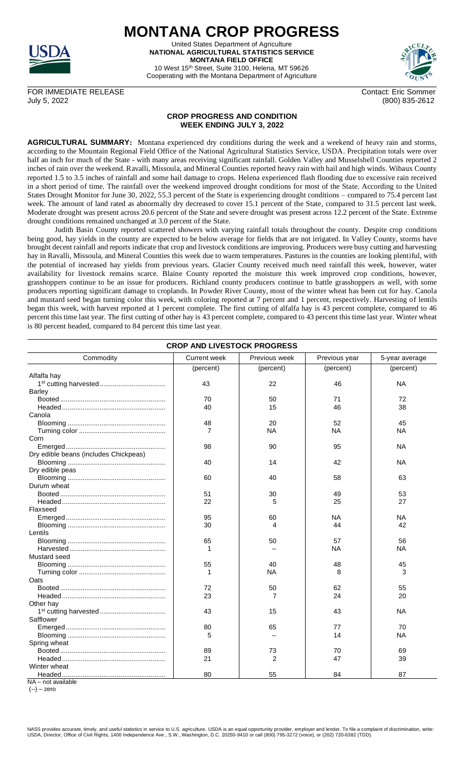# MONTANA CROP PROGRESS

United States Department of Agriculture
**NATIONAL AGRICULTURAL STATISTICS SERVICE**
**MONTANA FIELD OFFICE**
10 West 15th Street, Suite 3100, Helena, MT 59626
Cooperating with the Montana Department of Agriculture

FOR IMMEDIATE RELEASE
July 5, 2022

Contact: Eric Sommer
(800) 835-2612

## CROP PROGRESS AND CONDITION
## WEEK ENDING JULY 3, 2022

**AGRICULTURAL SUMMARY:** Montana experienced dry conditions during the week and a weekend of heavy rain and storms, according to the Mountain Regional Field Office of the National Agricultural Statistics Service, USDA. Precipitation totals were over half an inch for much of the State - with many areas receiving significant rainfall. Golden Valley and Musselshell Counties reported 2 inches of rain over the weekend. Ravalli, Missoula, and Mineral Counties reported heavy rain with hail and high winds. Wibaux County reported 1.5 to 3.5 inches of rainfall and some hail damage to crops. Helena experienced flash flooding due to excessive rain received in a short period of time. The rainfall over the weekend improved drought conditions for most of the State. According to the United States Drought Monitor for June 30, 2022, 55.3 percent of the State is experiencing drought conditions – compared to 75.4 percent last week. The amount of land rated as abnormally dry decreased to cover 15.1 percent of the State, compared to 31.5 percent last week. Moderate drought was present across 20.6 percent of the State and severe drought was present across 12.2 percent of the State. Extreme drought conditions remained unchanged at 3.0 percent of the State.

Judith Basin County reported scattered showers with varying rainfall totals throughout the county. Despite crop conditions being good, hay yields in the county are expected to be below average for fields that are not irrigated. In Valley County, storms have brought decent rainfall and reports indicate that crop and livestock conditions are improving. Producers were busy cutting and harvesting hay in Ravalli, Missoula, and Mineral Counties this week due to warm temperatures. Pastures in the counties are looking plentiful, with the potential of increased hay yields from previous years. Glacier County received much need rainfall this week, however, water availability for livestock remains scarce. Blaine County reported the moisture this week improved crop conditions, however, grasshoppers continue to be an issue for producers. Richland county producers continue to battle grasshoppers as well, with some producers reporting significant damage to croplands. In Powder River County, most of the winter wheat has been cut for hay. Canola and mustard seed began turning color this week, with coloring reported at 7 percent and 1 percent, respectively. Harvesting of lentils began this week, with harvest reported at 1 percent complete. The first cutting of alfalfa hay is 43 percent complete, compared to 46 percent this time last year. The first cutting of other hay is 43 percent complete, compared to 43 percent this time last year. Winter wheat is 80 percent headed, compared to 84 percent this time last year.

### CROP AND LIVESTOCK PROGRESS

| Commodity | Current week | Previous week | Previous year | 5-year average |
|---|---|---|---|---|
| | (percent) | (percent) | (percent) | (percent) |
| Alfalfa hay | | | | |
| 1st cutting harvested | 43 | 22 | 46 | NA |
| Barley | | | | |
| Booted | 70 | 50 | 71 | 72 |
| Headed | 40 | 15 | 46 | 38 |
| Canola | | | | |
| Blooming | 48 | 20 | 52 | 45 |
| Turning color | 7 | NA | NA | NA |
| Corn | | | | |
| Emerged | 98 | 90 | 95 | NA |
| Dry edible beans (includes Chickpeas) | | | | |
| Blooming | 40 | 14 | 42 | NA |
| Dry edible peas | | | | |
| Blooming | 60 | 40 | 58 | 63 |
| Durum wheat | | | | |
| Booted | 51 | 30 | 49 | 53 |
| Headed | 22 | 5 | 25 | 27 |
| Flaxseed | | | | |
| Emerged | 95 | 60 | NA | NA |
| Blooming | 30 | 4 | 44 | 42 |
| Lentils | | | | |
| Blooming | 65 | 50 | 57 | 56 |
| Harvested | 1 | -- | NA | NA |
| Mustard seed | | | | |
| Blooming | 55 | 40 | 48 | 45 |
| Turning color | 1 | NA | 8 | 3 |
| Oats | | | | |
| Booted | 72 | 50 | 62 | 55 |
| Headed | 23 | 7 | 24 | 20 |
| Other hay | | | | |
| 1st cutting harvested | 43 | 15 | 43 | NA |
| Safflower | | | | |
| Emerged | 80 | 65 | 77 | 70 |
| Blooming | 5 | -- | 14 | NA |
| Spring wheat | | | | |
| Booted | 89 | 73 | 70 | 69 |
| Headed | 21 | 2 | 47 | 39 |
| Winter wheat | | | | |
| Headed | 80 | 55 | 84 | 87 |

NA – not available
(--) – zero

NASS provides accurate, timely, and useful statistics in service to U.S. agriculture. USDA is an equal opportunity provider, employer and lender. To file a complaint of discrimination, write: USDA, Director, Office of Civil Rights, 1400 Independence Ave., S.W., Washington, D.C. 20250-9410 or call (800) 795-3272 (voice), or (202) 720-6382 (TDD).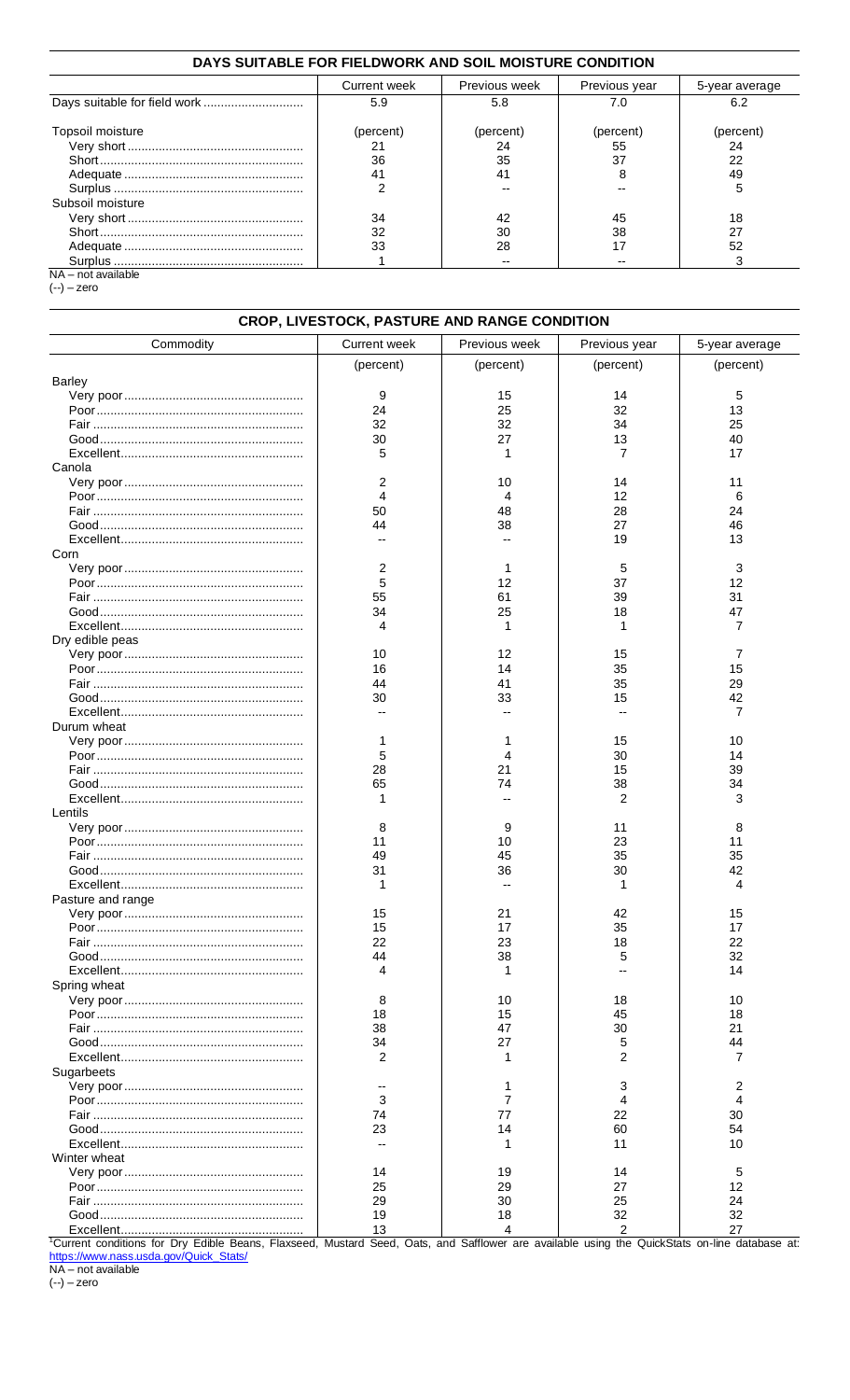## DAYS SUITABLE FOR FIELDWORK AND SOIL MOISTURE CONDITION

| | Current week | Previous week | Previous year | 5-year average |
|---|---|---|---|---|
| Days suitable for field work | 5.9 | 5.8 | 7.0 | 6.2 |
| | | | | |
| Topsoil moisture | (percent) | (percent) | (percent) | (percent) |
| Very short | 21 | 24 | 55 | 24 |
| Short | 36 | 35 | 37 | 22 |
| Adequate | 41 | 41 | 8 | 49 |
| Surplus | 2 | -- | -- | 5 |
| Subsoil moisture | | | | |
| Very short | 34 | 42 | 45 | 18 |
| Short | 32 | 30 | 38 | 27 |
| Adequate | 33 | 28 | 17 | 52 |
| Surplus | 1 | -- | -- | 3 |

NA – not available
(--) – zero

## CROP, LIVESTOCK, PASTURE AND RANGE CONDITION

| Commodity | Current week | Previous week | Previous year | 5-year average |
|---|---|---|---|---|
| | (percent) | (percent) | (percent) | (percent) |
| Barley | | | | |
| Very poor | 9 | 15 | 14 | 5 |
| Poor | 24 | 25 | 32 | 13 |
| Fair | 32 | 32 | 34 | 25 |
| Good | 30 | 27 | 13 | 40 |
| Excellent | 5 | 1 | 7 | 17 |
| Canola | | | | |
| Very poor | 2 | 10 | 14 | 11 |
| Poor | 4 | 4 | 12 | 6 |
| Fair | 50 | 48 | 28 | 24 |
| Good | 44 | 38 | 27 | 46 |
| Excellent | -- | -- | 19 | 13 |
| Corn | | | | |
| Very poor | 2 | 1 | 5 | 3 |
| Poor | 5 | 12 | 37 | 12 |
| Fair | 55 | 61 | 39 | 31 |
| Good | 34 | 25 | 18 | 47 |
| Excellent | 4 | 1 | 1 | 7 |
| Dry edible peas | | | | |
| Very poor | 10 | 12 | 15 | 7 |
| Poor | 16 | 14 | 35 | 15 |
| Fair | 44 | 41 | 35 | 29 |
| Good | 30 | 33 | 15 | 42 |
| Excellent | -- | -- | -- | 7 |
| Durum wheat | | | | |
| Very poor | 1 | 1 | 15 | 10 |
| Poor | 5 | 4 | 30 | 14 |
| Fair | 28 | 21 | 15 | 39 |
| Good | 65 | 74 | 38 | 34 |
| Excellent | 1 | -- | 2 | 3 |
| Lentils | | | | |
| Very poor | 8 | 9 | 11 | 8 |
| Poor | 11 | 10 | 23 | 11 |
| Fair | 49 | 45 | 35 | 35 |
| Good | 31 | 36 | 30 | 42 |
| Excellent | 1 | -- | 1 | 4 |
| Pasture and range | | | | |
| Very poor | 15 | 21 | 42 | 15 |
| Poor | 15 | 17 | 35 | 17 |
| Fair | 22 | 23 | 18 | 22 |
| Good | 44 | 38 | 5 | 32 |
| Excellent | 4 | 1 | -- | 14 |
| Spring wheat | | | | |
| Very poor | 8 | 10 | 18 | 10 |
| Poor | 18 | 15 | 45 | 18 |
| Fair | 38 | 47 | 30 | 21 |
| Good | 34 | 27 | 5 | 44 |
| Excellent | 2 | 1 | 2 | 7 |
| Sugarbeets | | | | |
| Very poor | -- | 1 | 3 | 2 |
| Poor | 3 | 7 | 4 | 4 |
| Fair | 74 | 77 | 22 | 30 |
| Good | 23 | 14 | 60 | 54 |
| Excellent | -- | 1 | 11 | 10 |
| Winter wheat | | | | |
| Very poor | 14 | 19 | 14 | 5 |
| Poor | 25 | 29 | 27 | 12 |
| Fair | 29 | 30 | 25 | 24 |
| Good | 19 | 18 | 32 | 32 |
| Excellent | 13 | 4 | 2 | 27 |

[1]Current conditions for Dry Edible Beans, Flaxseed, Mustard Seed, Oats, and Safflower are available using the QuickStats on-line database at: https://www.nass.usda.gov/Quick_Stats/
NA – not available
(--) – zero